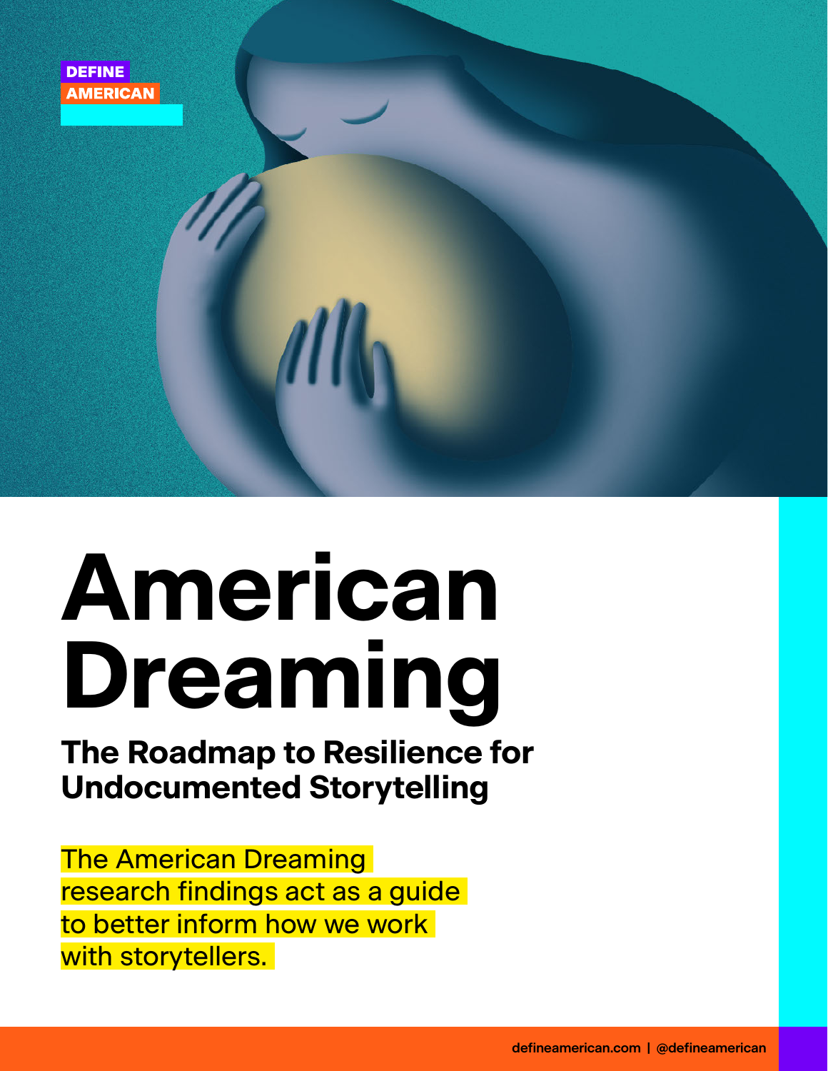DEFINE AMERICAN

# American Dreaming

## The Roadmap to Resilience for Undocumented Storytelling

The American Dreaming research findings act as a guide to better inform how we work with storytellers.

defineamerican.com | @defineamerican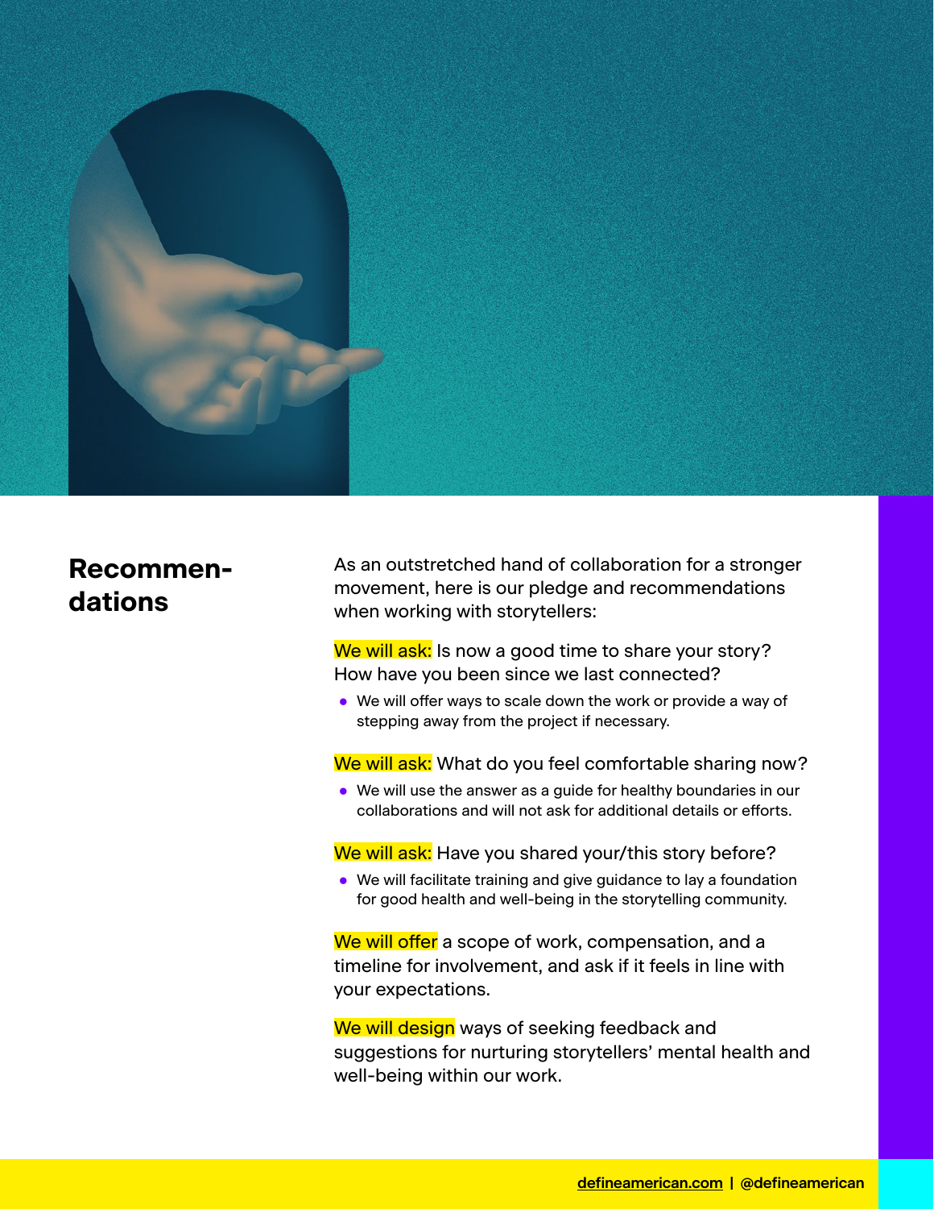## Recommendations

As an outstretched hand of collaboration for a stronger movement, here is our pledge and recommendations when working with storytellers:

**We will ask:** Is now a good time to share your story? How have you been since we last connected?

- We will offer ways to scale down the work or provide a way of stepping away from the project if necessary.

**We will ask:** What do you feel comfortable sharing now?

- We will use the answer as a guide for healthy boundaries in our collaborations and will not ask for additional details or efforts.

**We will ask:** Have you shared your/this story before?

- We will facilitate training and give guidance to lay a foundation for good health and well-being in the storytelling community.

**We will offer** a scope of work, compensation, and a timeline for involvement, and ask if it feels in line with your expectations.

**We will design** ways of seeking feedback and suggestions for nurturing storytellers' mental health and well-being within our work.

defineamerican.com | @defineamerican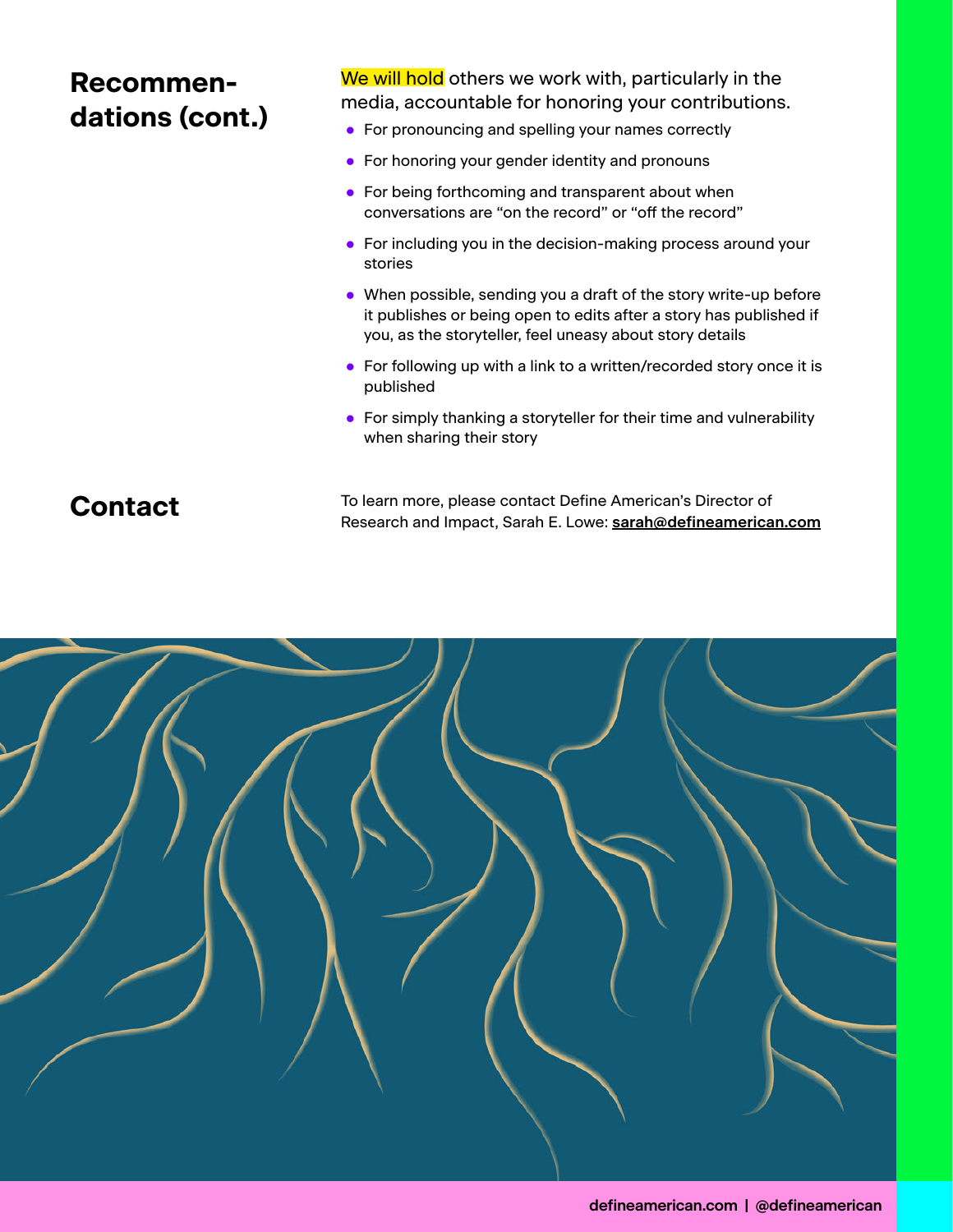## Recommendations (cont.)

We will hold others we work with, particularly in the media, accountable for honoring your contributions.

- For pronouncing and spelling your names correctly
- For honoring your gender identity and pronouns
- For being forthcoming and transparent about when conversations are “on the record” or “off the record”
- For including you in the decision-making process around your stories
- When possible, sending you a draft of the story write-up before it publishes or being open to edits after a story has published if you, as the storyteller, feel uneasy about story details
- For following up with a link to a written/recorded story once it is published
- For simply thanking a storyteller for their time and vulnerability when sharing their story

## Contact

To learn more, please contact Define American’s Director of Research and Impact, Sarah E. Lowe: **sarah@defineamerican.com**

**defineamerican.com | @defineamerican**